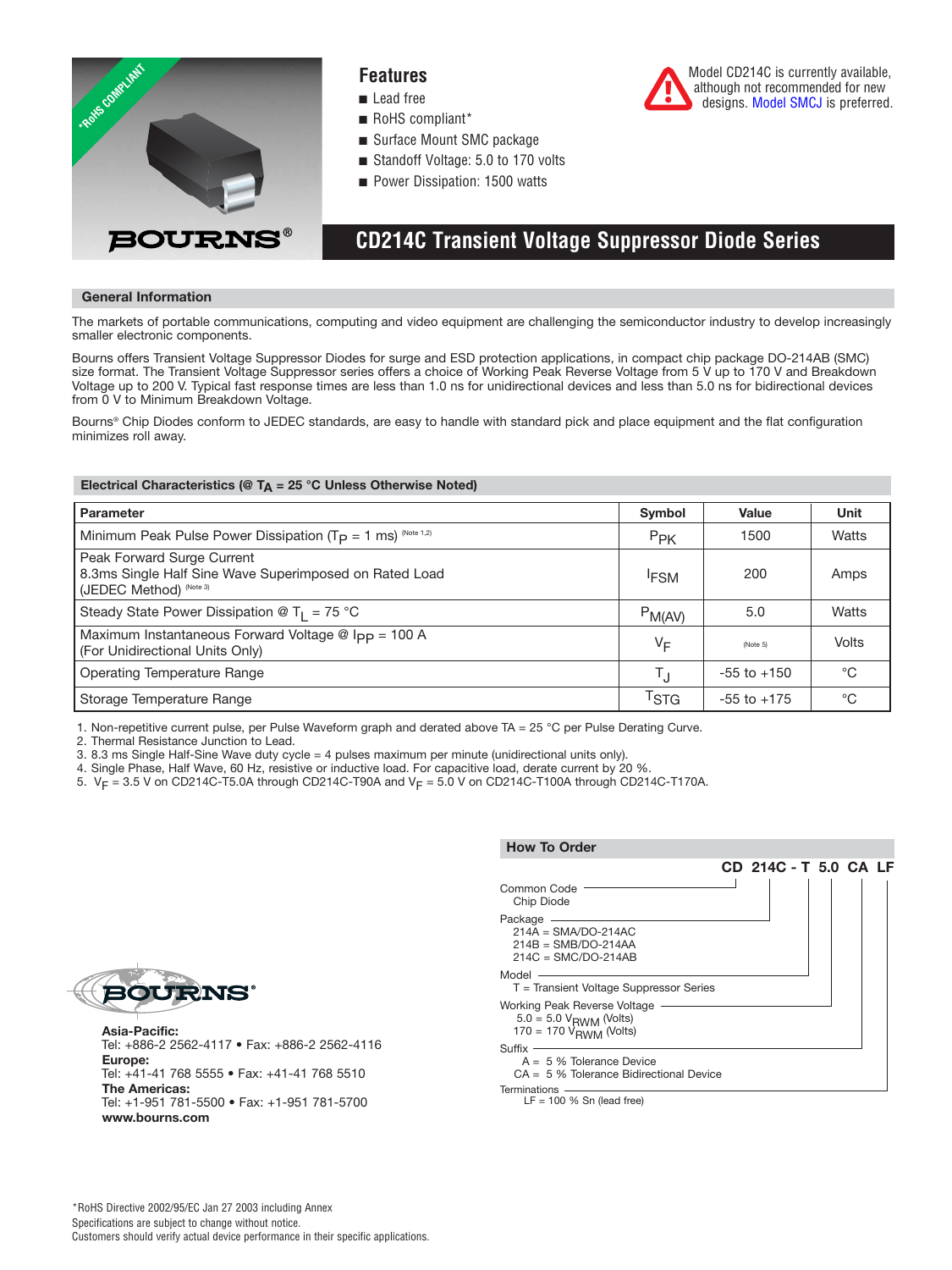*RoHS COMPLIANT

BOURNS®

## Features

- Lead free
- RoHS compliant*
- Surface Mount SMC package
- Standoff Voltage: 5.0 to 170 volts
- Power Dissipation: 1500 watts

Model CD214C is currently available, although not recommended for new designs. Model SMCJ is preferred.

# CD214C Transient Voltage Suppressor Diode Series

### General Information

The markets of portable communications, computing and video equipment are challenging the semiconductor industry to develop increasingly smaller electronic components.

Bourns offers Transient Voltage Suppressor Diodes for surge and ESD protection applications, in compact chip package DO-214AB (SMC) size format. The Transient Voltage Suppressor series offers a choice of Working Peak Reverse Voltage from 5 V up to 170 V and Breakdown Voltage up to 200 V. Typical fast response times are less than 1.0 ns for unidirectional devices and less than 5.0 ns for bidirectional devices from 0 V to Minimum Breakdown Voltage.

Bourns® Chip Diodes conform to JEDEC standards, are easy to handle with standard pick and place equipment and the flat configuration minimizes roll away.

### Electrical Characteristics (@ $T_A$ = 25 °C Unless Otherwise Noted)

| Parameter | Symbol | Value | Unit |
|---|---|---|---|
| Minimum Peak Pulse Power Dissipation ($T_P$ = 1 ms) (Note 1,2) | $P_{PK}$ | 1500 | Watts |
| Peak Forward Surge Current 8.3ms Single Half Sine Wave Superimposed on Rated Load (JEDEC Method) (Note 3) | $I_{FSM}$ | 200 | Amps |
| Steady State Power Dissipation @ $T_L$ = 75 °C | $P_{M(AV)}$ | 5.0 | Watts |
| Maximum Instantaneous Forward Voltage @ $I_{PP}$ = 100 A (For Unidirectional Units Only) | $V_F$ | (Note 5) | Volts |
| Operating Temperature Range | $T_J$ | -55 to +150 | °C |
| Storage Temperature Range | $T_{STG}$ | -55 to +175 | °C |

1. Non-repetitive current pulse, per Pulse Waveform graph and derated above TA = 25 °C per Pulse Derating Curve.
2. Thermal Resistance Junction to Lead.
3. 8.3 ms Single Half-Sine Wave duty cycle = 4 pulses maximum per minute (unidirectional units only).
4. Single Phase, Half Wave, 60 Hz, resistive or inductive load. For capacitive load, derate current by 20 %.
5. $V_F$ = 3.5 V on CD214C-T5.0A through CD214C-T90A and $V_F$ = 5.0 V on CD214C-T100A through CD214C-T170A.

### How To Order

**CD 214C - T 5.0 CA LF**

- Common Code
  - Chip Diode
- Package
  - 214A = SMA/DO-214AC
  - 214B = SMB/DO-214AA
  - 214C = SMC/DO-214AB
- Model
  - T = Transient Voltage Suppressor Series
- Working Peak Reverse Voltage
  - 5.0 = 5.0 $V_{RWM}$ (Volts)
  - 170 = 170 $V_{RWM}$ (Volts)
- Suffix
  - A = 5 % Tolerance Device
  - CA = 5 % Tolerance Bidirectional Device
- Terminations
  - LF = 100 % Sn (lead free)

BOURNS®

**Asia-Pacific:**
Tel: +886-2 2562-4117 • Fax: +886-2 2562-4116
**Europe:**
Tel: +41-41 768 5555 • Fax: +41-41 768 5510
**The Americas:**
Tel: +1-951 781-5500 • Fax: +1-951 781-5700
**www.bourns.com**

*RoHS Directive 2002/95/EC Jan 27 2003 including Annex
Specifications are subject to change without notice.
Customers should verify actual device performance in their specific applications.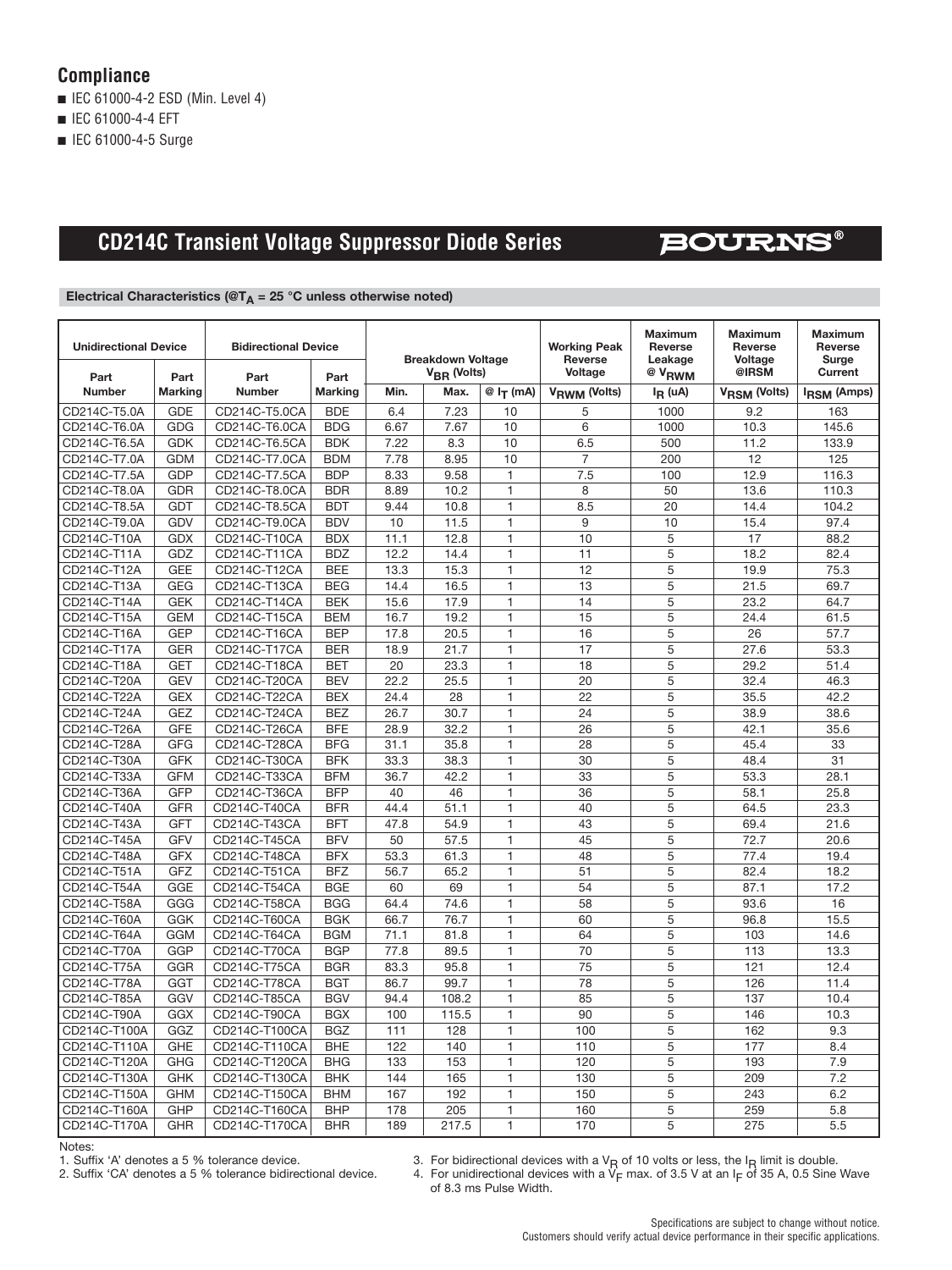## Compliance

- IEC 61000-4-2 ESD (Min. Level 4)
- IEC 61000-4-4 EFT
- IEC 61000-4-5 Surge

# CD214C Transient Voltage Suppressor Diode Series

**Electrical Characteristics (@$T_A$ = 25 °C unless otherwise noted)**

| Unidirectional Device | | Bidirectional Device | | Breakdown Voltage $V_{BR}$ (Volts) | | | Working Peak Reverse Voltage | Maximum Reverse Leakage @ $V_{RWM}$ | Maximum Reverse Voltage @IRSM | Maximum Reverse Surge Current |
|---|---|---|---|---|---|---|---|---|---|---|
| Part Number | Part Marking | Part Number | Part Marking | Min. | Max. | @ $I_T$ (mA) | $V_{RWM}$ (Volts) | $I_R$ (uA) | $V_{RSM}$ (Volts) | $I_{RSM}$ (Amps) |
| CD214C-T5.0A | GDE | CD214C-T5.0CA | BDE | 6.4 | 7.23 | 10 | 5 | 1000 | 9.2 | 163 |
| CD214C-T6.0A | GDG | CD214C-T6.0CA | BDG | 6.67 | 7.67 | 10 | 6 | 1000 | 10.3 | 145.6 |
| CD214C-T6.5A | GDK | CD214C-T6.5CA | BDK | 7.22 | 8.3 | 10 | 6.5 | 500 | 11.2 | 133.9 |
| CD214C-T7.0A | GDM | CD214C-T7.0CA | BDM | 7.78 | 8.95 | 10 | 7 | 200 | 12 | 125 |
| CD214C-T7.5A | GDP | CD214C-T7.5CA | BDP | 8.33 | 9.58 | 1 | 7.5 | 100 | 12.9 | 116.3 |
| CD214C-T8.0A | GDR | CD214C-T8.0CA | BDR | 8.89 | 10.2 | 1 | 8 | 50 | 13.6 | 110.3 |
| CD214C-T8.5A | GDT | CD214C-T8.5CA | BDT | 9.44 | 10.8 | 1 | 8.5 | 20 | 14.4 | 104.2 |
| CD214C-T9.0A | GDV | CD214C-T9.0CA | BDV | 10 | 11.5 | 1 | 9 | 10 | 15.4 | 97.4 |
| CD214C-T10A | GDX | CD214C-T10CA | BDX | 11.1 | 12.8 | 1 | 10 | 5 | 17 | 88.2 |
| CD214C-T11A | GDZ | CD214C-T11CA | BDZ | 12.2 | 14.4 | 1 | 11 | 5 | 18.2 | 82.4 |
| CD214C-T12A | GEE | CD214C-T12CA | BEE | 13.3 | 15.3 | 1 | 12 | 5 | 19.9 | 75.3 |
| CD214C-T13A | GEG | CD214C-T13CA | BEG | 14.4 | 16.5 | 1 | 13 | 5 | 21.5 | 69.7 |
| CD214C-T14A | GEK | CD214C-T14CA | BEK | 15.6 | 17.9 | 1 | 14 | 5 | 23.2 | 64.7 |
| CD214C-T15A | GEM | CD214C-T15CA | BEM | 16.7 | 19.2 | 1 | 15 | 5 | 24.4 | 61.5 |
| CD214C-T16A | GEP | CD214C-T16CA | BEP | 17.8 | 20.5 | 1 | 16 | 5 | 26 | 57.7 |
| CD214C-T17A | GER | CD214C-T17CA | BER | 18.9 | 21.7 | 1 | 17 | 5 | 27.6 | 53.3 |
| CD214C-T18A | GET | CD214C-T18CA | BET | 20 | 23.3 | 1 | 18 | 5 | 29.2 | 51.4 |
| CD214C-T20A | GEV | CD214C-T20CA | BEV | 22.2 | 25.5 | 1 | 20 | 5 | 32.4 | 46.3 |
| CD214C-T22A | GEX | CD214C-T22CA | BEX | 24.4 | 28 | 1 | 22 | 5 | 35.5 | 42.2 |
| CD214C-T24A | GEZ | CD214C-T24CA | BEZ | 26.7 | 30.7 | 1 | 24 | 5 | 38.9 | 38.6 |
| CD214C-T26A | GFE | CD214C-T26CA | BFE | 28.9 | 32.2 | 1 | 26 | 5 | 42.1 | 35.6 |
| CD214C-T28A | GFG | CD214C-T28CA | BFG | 31.1 | 35.8 | 1 | 28 | 5 | 45.4 | 33 |
| CD214C-T30A | GFK | CD214C-T30CA | BFK | 33.3 | 38.3 | 1 | 30 | 5 | 48.4 | 31 |
| CD214C-T33A | GFM | CD214C-T33CA | BFM | 36.7 | 42.2 | 1 | 33 | 5 | 53.3 | 28.1 |
| CD214C-T36A | GFP | CD214C-T36CA | BFP | 40 | 46 | 1 | 36 | 5 | 58.1 | 25.8 |
| CD214C-T40A | GFR | CD214C-T40CA | BFR | 44.4 | 51.1 | 1 | 40 | 5 | 64.5 | 23.3 |
| CD214C-T43A | GFT | CD214C-T43CA | BFT | 47.8 | 54.9 | 1 | 43 | 5 | 69.4 | 21.6 |
| CD214C-T45A | GFV | CD214C-T45CA | BFV | 50 | 57.5 | 1 | 45 | 5 | 72.7 | 20.6 |
| CD214C-T48A | GFX | CD214C-T48CA | BFX | 53.3 | 61.3 | 1 | 48 | 5 | 77.4 | 19.4 |
| CD214C-T51A | GFZ | CD214C-T51CA | BFZ | 56.7 | 65.2 | 1 | 51 | 5 | 82.4 | 18.2 |
| CD214C-T54A | GGE | CD214C-T54CA | BGE | 60 | 69 | 1 | 54 | 5 | 87.1 | 17.2 |
| CD214C-T58A | GGG | CD214C-T58CA | BGG | 64.4 | 74.6 | 1 | 58 | 5 | 93.6 | 16 |
| CD214C-T60A | GGK | CD214C-T60CA | BGK | 66.7 | 76.7 | 1 | 60 | 5 | 96.8 | 15.5 |
| CD214C-T64A | GGM | CD214C-T64CA | BGM | 71.1 | 81.8 | 1 | 64 | 5 | 103 | 14.6 |
| CD214C-T70A | GGP | CD214C-T70CA | BGP | 77.8 | 89.5 | 1 | 70 | 5 | 113 | 13.3 |
| CD214C-T75A | GGR | CD214C-T75CA | BGR | 83.3 | 95.8 | 1 | 75 | 5 | 121 | 12.4 |
| CD214C-T78A | GGT | CD214C-T78CA | BGT | 86.7 | 99.7 | 1 | 78 | 5 | 126 | 11.4 |
| CD214C-T85A | GGV | CD214C-T85CA | BGV | 94.4 | 108.2 | 1 | 85 | 5 | 137 | 10.4 |
| CD214C-T90A | GGX | CD214C-T90CA | BGX | 100 | 115.5 | 1 | 90 | 5 | 146 | 10.3 |
| CD214C-T100A | GGZ | CD214C-T100CA | BGZ | 111 | 128 | 1 | 100 | 5 | 162 | 9.3 |
| CD214C-T110A | GHE | CD214C-T110CA | BHE | 122 | 140 | 1 | 110 | 5 | 177 | 8.4 |
| CD214C-T120A | GHG | CD214C-T120CA | BHG | 133 | 153 | 1 | 120 | 5 | 193 | 7.9 |
| CD214C-T130A | GHK | CD214C-T130CA | BHK | 144 | 165 | 1 | 130 | 5 | 209 | 7.2 |
| CD214C-T150A | GHM | CD214C-T150CA | BHM | 167 | 192 | 1 | 150 | 5 | 243 | 6.2 |
| CD214C-T160A | GHP | CD214C-T160CA | BHP | 178 | 205 | 1 | 160 | 5 | 259 | 5.8 |
| CD214C-T170A | GHR | CD214C-T170CA | BHR | 189 | 217.5 | 1 | 170 | 5 | 275 | 5.5 |

Notes:

1. Suffix 'A' denotes a 5 % tolerance device.
2. Suffix 'CA' denotes a 5 % tolerance bidirectional device.
3. For bidirectional devices with a $V_R$ of 10 volts or less, the $I_R$ limit is double.
4. For unidirectional devices with a $V_F$ max. of 3.5 V at an $I_F$ of 35 A, 0.5 Sine Wave of 8.3 ms Pulse Width.

Specifications are subject to change without notice.
Customers should verify actual device performance in their specific applications.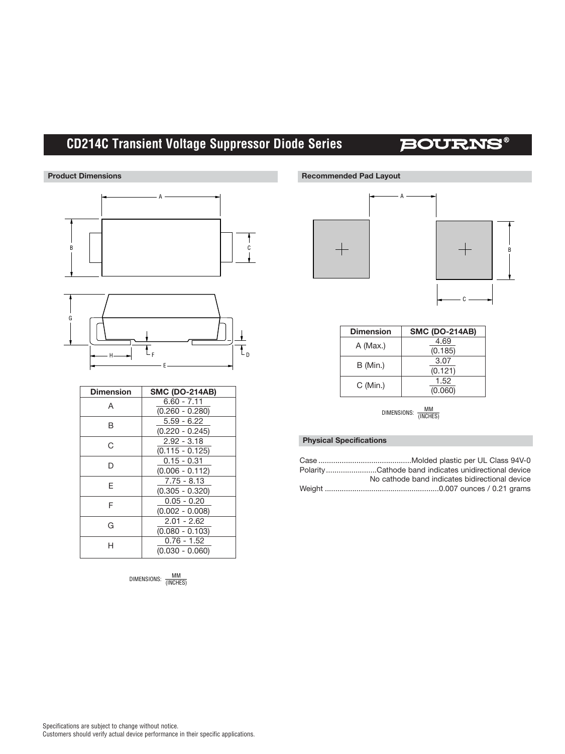# CD214C Transient Voltage Suppressor Diode Series

## Product Dimensions

| Dimension | SMC (DO-214AB) |
|---|---|
| A | 6.60 - 7.11 (0.260 - 0.280) |
| B | 5.59 - 6.22 (0.220 - 0.245) |
| C | 2.92 - 3.18 (0.115 - 0.125) |
| D | 0.15 - 0.31 (0.006 - 0.112) |
| E | 7.75 - 8.13 (0.305 - 0.320) |
| F | 0.05 - 0.20 (0.002 - 0.008) |
| G | 2.01 - 2.62 (0.080 - 0.103) |
| H | 0.76 - 1.52 (0.030 - 0.060) |

DIMENSIONS: MM (INCHES)

## Recommended Pad Layout

| Dimension | SMC (DO-214AB) |
|---|---|
| A (Max.) | 4.69 (0.185) |
| B (Min.) | 3.07 (0.121) |
| C (Min.) | 1.52 (0.060) |

DIMENSIONS: MM (INCHES)

## Physical Specifications

Case ............................................Molded plastic per UL Class 94V-0
Polarity........................Cathode band indicates unidirectional device
No cathode band indicates bidirectional device
Weight ......................................................0.007 ounces / 0.21 grams

Specifications are subject to change without notice.
Customers should verify actual device performance in their specific applications.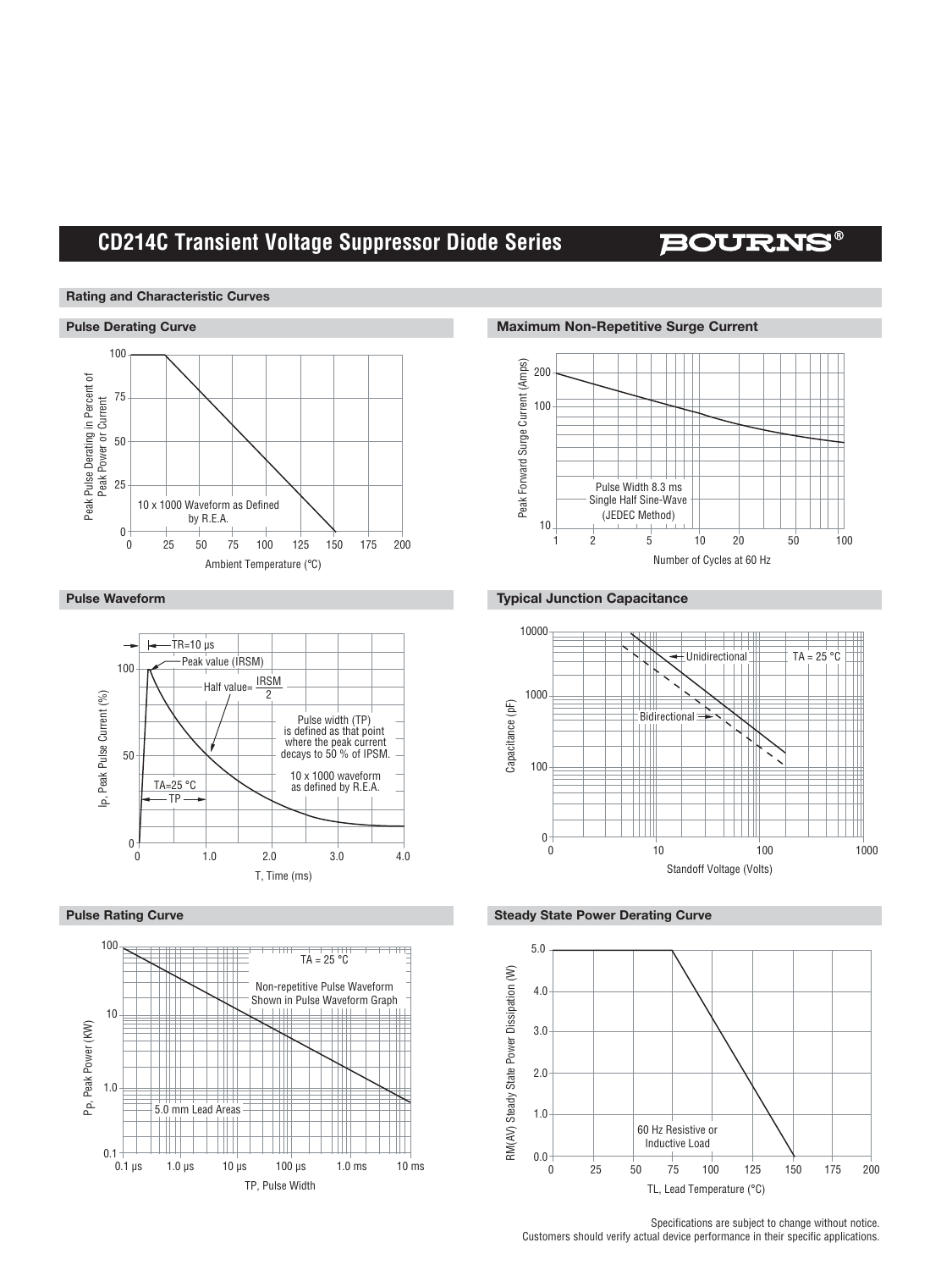## Rating and Characteristic Curves

### Pulse Derating Curve

Peak Pulse Derating in Percent of Peak Power or Current

10 x 1000 Waveform as Defined by R.E.A.

Ambient Temperature (°C)

### Maximum Non-Repetitive Surge Current

Peak Forward Surge Current (Amps)

Pulse Width 8.3 ms Single Half Sine-Wave (JEDEC Method)

Number of Cycles at 60 Hz

### Pulse Waveform

TR=10 µs

Peak value (IRSM)

Half value= $\frac{IRSM}{2}$

Pulse width (TP) is defined as that point where the peak current decays to 50 % of IPSM.

10 x 1000 waveform as defined by R.E.A.

TA=25 °C

TP

$I_P$, Peak Pulse Current (%)

T, Time (ms)

### Typical Junction Capacitance

Unidirectional

Bidirectional

TA = 25 °C

Capacitance (pF)

Standoff Voltage (Volts)

### Pulse Rating Curve

TA = 25 °C

Non-repetitive Pulse Waveform Shown in Pulse Waveform Graph

5.0 mm Lead Areas

$P_P$, Peak Power (KW)

TP, Pulse Width

### Steady State Power Derating Curve

RM(AV) Steady State Power Dissipation (W)

60 Hz Resistive or Inductive Load

TL, Lead Temperature (°C)

Specifications are subject to change without notice.
Customers should verify actual device performance in their specific applications.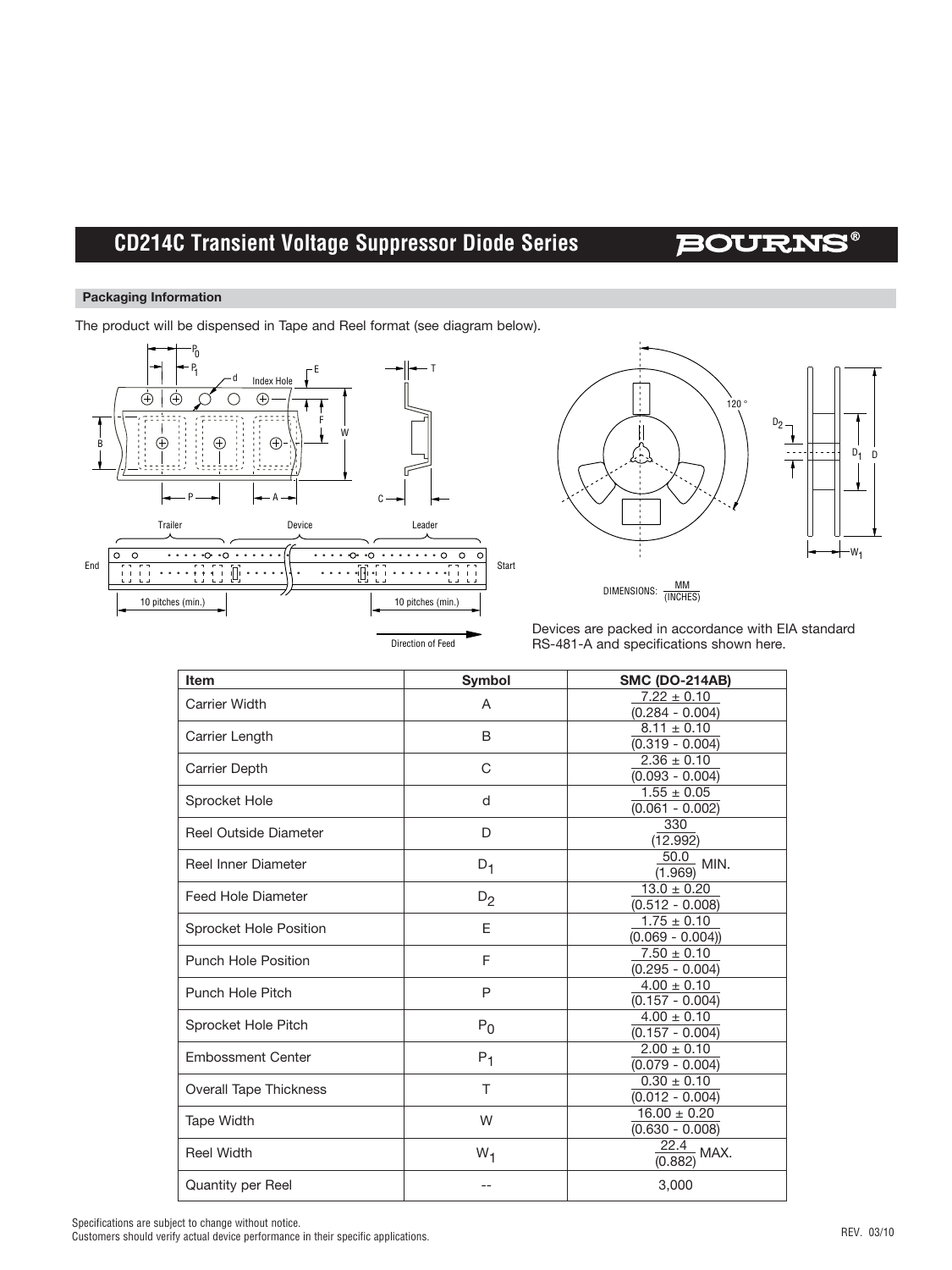## Packaging Information

The product will be dispensed in Tape and Reel format (see diagram below).

$P_0$

$P_1$

d

Index Hole

E

T

F

W

B

P

A

C

Trailer

Device

Leader

End

Start

10 pitches (min.)

10 pitches (min.)

Direction of Feed

120 °

$D_2$

$D_1$

D

$W_1$

DIMENSIONS: $\frac{\text{MM}}{\text{(INCHES)}}$

Devices are packed in accordance with EIA standard RS-481-A and specifications shown here.

| Item | Symbol | SMC (DO-214AB) |
|---|---|---|
| Carrier Width | A | 7.22 ± 0.10 (0.284 - 0.004) |
| Carrier Length | B | 8.11 ± 0.10 (0.319 - 0.004) |
| Carrier Depth | C | 2.36 ± 0.10 (0.093 - 0.004) |
| Sprocket Hole | d | 1.55 ± 0.05 (0.061 - 0.002) |
| Reel Outside Diameter | D | 330 (12.992) |
| Reel Inner Diameter | $D_1$ | 50.0 (1.969) MIN. |
| Feed Hole Diameter | $D_2$ | 13.0 ± 0.20 (0.512 - 0.008) |
| Sprocket Hole Position | E | 1.75 ± 0.10 (0.069 - 0.004)) |
| Punch Hole Position | F | 7.50 ± 0.10 (0.295 - 0.004) |
| Punch Hole Pitch | P | 4.00 ± 0.10 (0.157 - 0.004) |
| Sprocket Hole Pitch | $P_0$ | 4.00 ± 0.10 (0.157 - 0.004) |
| Embossment Center | $P_1$ | 2.00 ± 0.10 (0.079 - 0.004) |
| Overall Tape Thickness | T | 0.30 ± 0.10 (0.012 - 0.004) |
| Tape Width | W | 16.00 ± 0.20 (0.630 - 0.008) |
| Reel Width | $W_1$ | 22.4 (0.882) MAX. |
| Quantity per Reel | -- | 3,000 |

Specifications are subject to change without notice.
Customers should verify actual device performance in their specific applications.

REV. 03/10